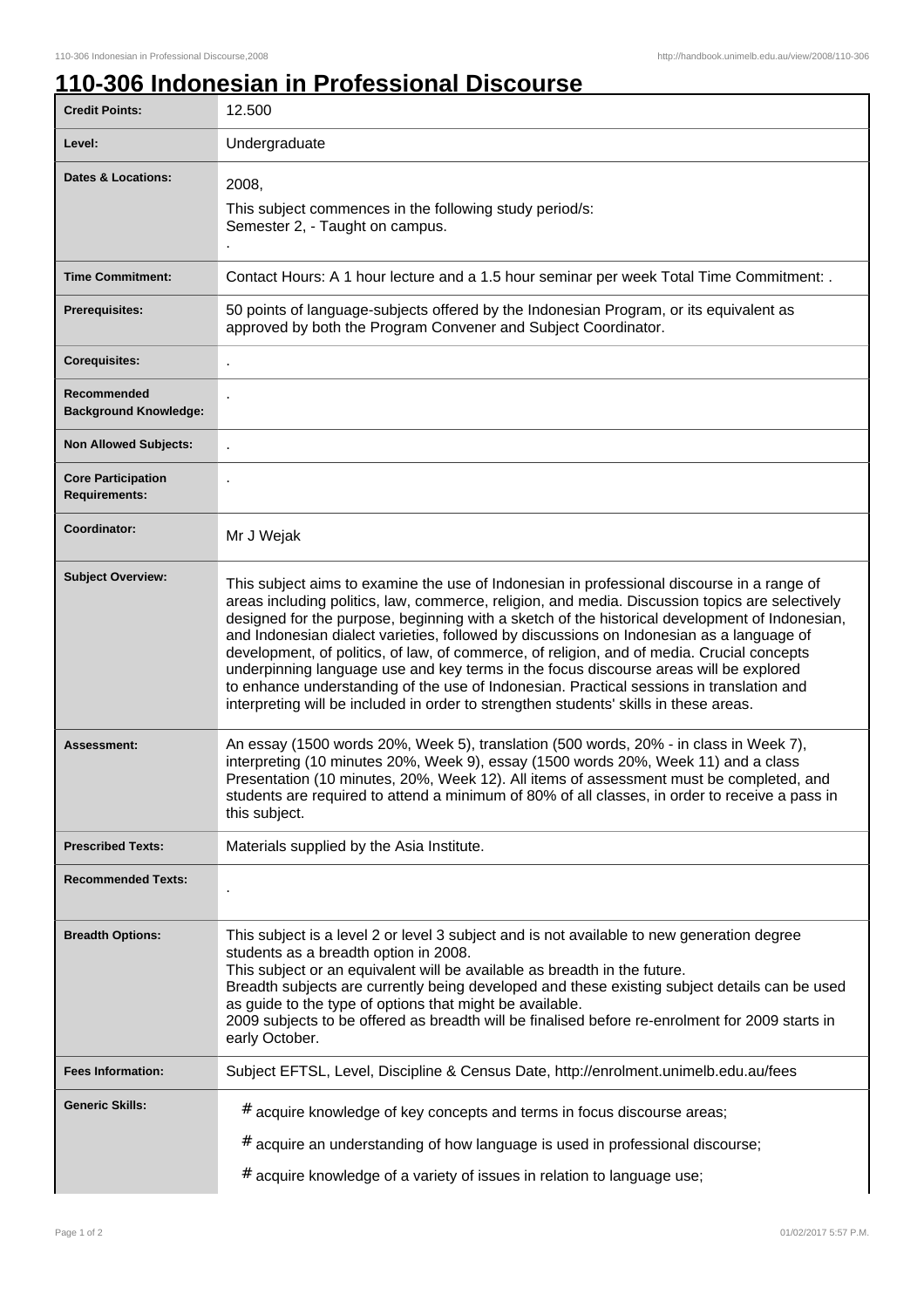# 110-306 Indonesian in Professional Discourse

| | |
|---|---|
| **Credit Points:** | 12.500 |
| **Level:** | Undergraduate |
| **Dates & Locations:** | 2008,<br>This subject commences in the following study period/s:<br>Semester 2, - Taught on campus.<br>. |
| **Time Commitment:** | Contact Hours: A 1 hour lecture and a 1.5 hour seminar per week Total Time Commitment: . |
| **Prerequisites:** | 50 points of language-subjects offered by the Indonesian Program, or its equivalent as approved by both the Program Convener and Subject Coordinator. |
| **Corequisites:** | . |
| **Recommended Background Knowledge:** | . |
| **Non Allowed Subjects:** | . |
| **Core Participation Requirements:** | . |
| **Coordinator:** | Mr J Wejak |
| **Subject Overview:** | This subject aims to examine the use of Indonesian in professional discourse in a range of areas including politics, law, commerce, religion, and media. Discussion topics are selectively designed for the purpose, beginning with a sketch of the historical development of Indonesian, and Indonesian dialect varieties, followed by discussions on Indonesian as a language of development, of politics, of law, of commerce, of religion, and of media. Crucial concepts underpinning language use and key terms in the focus discourse areas will be explored to enhance understanding of the use of Indonesian. Practical sessions in translation and interpreting will be included in order to strengthen students' skills in these areas. |
| **Assessment:** | An essay (1500 words 20%, Week 5), translation (500 words, 20% - in class in Week 7), interpreting (10 minutes 20%, Week 9), essay (1500 words 20%, Week 11) and a class Presentation (10 minutes, 20%, Week 12). All items of assessment must be completed, and students are required to attend a minimum of 80% of all classes, in order to receive a pass in this subject. |
| **Prescribed Texts:** | Materials supplied by the Asia Institute. |
| **Recommended Texts:** | . |
| **Breadth Options:** | This subject is a level 2 or level 3 subject and is not available to new generation degree students as a breadth option in 2008.<br>This subject or an equivalent will be available as breadth in the future.<br>Breadth subjects are currently being developed and these existing subject details can be used as guide to the type of options that might be available.<br>2009 subjects to be offered as breadth will be finalised before re-enrolment for 2009 starts in early October. |
| **Fees Information:** | Subject EFTSL, Level, Discipline & Census Date, http://enrolment.unimelb.edu.au/fees |
| **Generic Skills:** | # acquire knowledge of key concepts and terms in focus discourse areas;<br># acquire an understanding of how language is used in professional discourse;<br># acquire knowledge of a variety of issues in relation to language use; |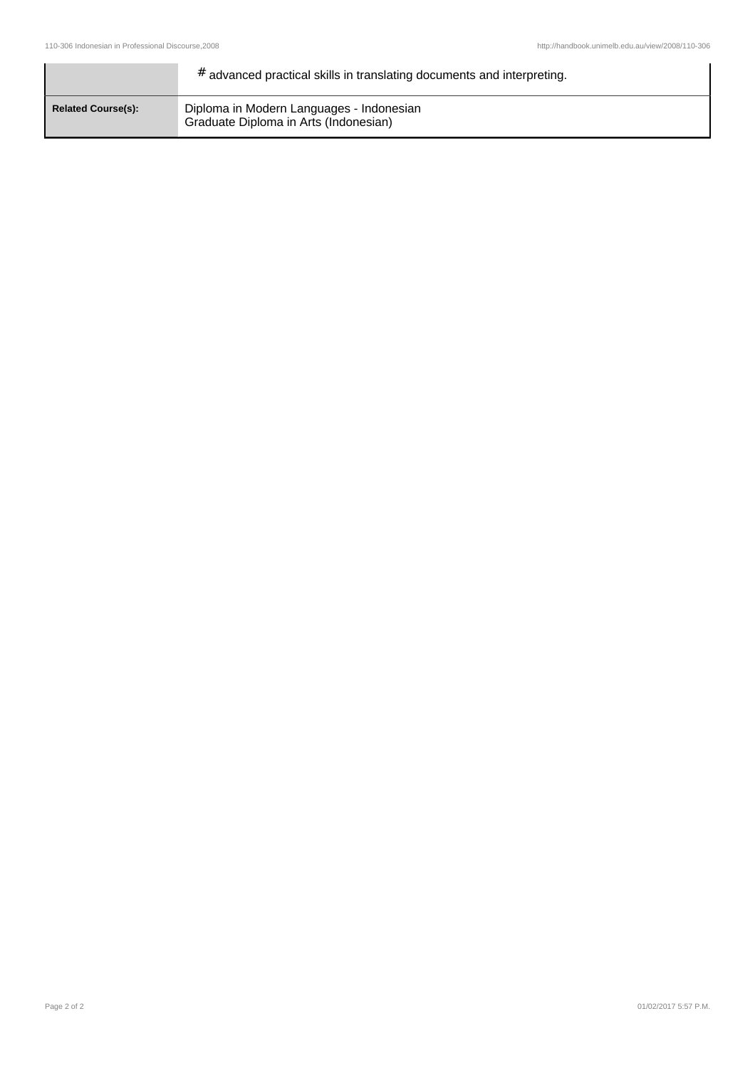| | |
|---|---|
| | # advanced practical skills in translating documents and interpreting. |
| **Related Course(s):** | Diploma in Modern Languages - Indonesian<br>Graduate Diploma in Arts (Indonesian) |